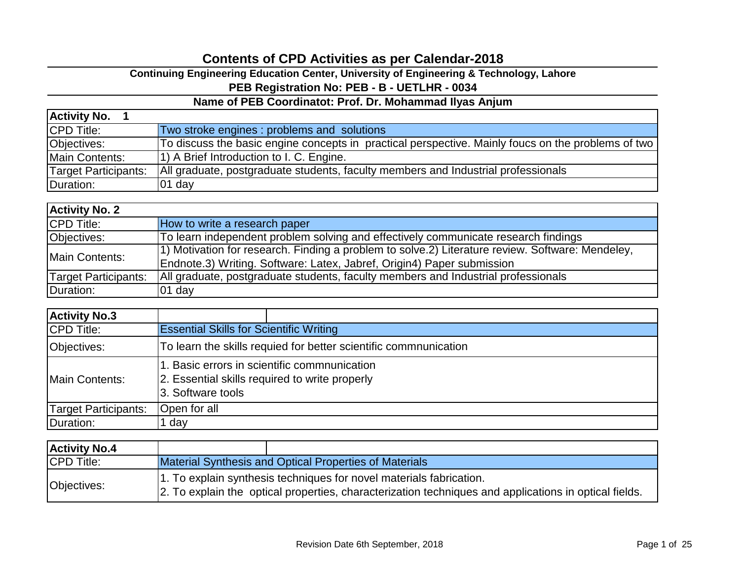# Contents of CPD Activities as per Calendar-2018

**Continuing Engineering Education Center, University of Engineering & Technology, Lahore**

**PEB Registration No: PEB - B - UETLHR - 0034**

**Name of PEB Coordinatot: Prof. Dr. Mohammad Ilyas Anjum**

| **Activity No. 1** | |
|---|---|
| CPD Title: | Two stroke engines : problems and solutions |
| Objectives: | To discuss the basic engine concepts in practical perspective. Mainly foucs on the problems of two |
| Main Contents: | 1) A Brief Introduction to I. C. Engine. |
| Target Participants: | All graduate, postgraduate students, faculty members and Industrial professionals |
| Duration: | 01 day |

| **Activity No. 2** | |
|---|---|
| CPD Title: | How to write a research paper |
| Objectives: | To learn independent problem solving and effectively communicate research findings |
| Main Contents: | 1) Motivation for research. Finding a problem to solve.2) Literature review. Software: Mendeley, Endnote.3) Writing. Software: Latex, Jabref, Origin4) Paper submission |
| Target Participants: | All graduate, postgraduate students, faculty members and Industrial professionals |
| Duration: | 01 day |

| **Activity No.3** | |
|---|---|
| CPD Title: | Essential Skills for Scientific Writing |
| Objectives: | To learn the skills requied for better scientific commnunication |
| Main Contents: | 1. Basic errors in scientific commnunication<br>2. Essential skills required to write properly<br>3. Software tools |
| Target Participants: | Open for all |
| Duration: | 1 day |

| **Activity No.4** | |
|---|---|
| CPD Title: | Material Synthesis and Optical Properties of Materials |
| Objectives: | 1. To explain synthesis techniques for novel materials fabrication.<br>2. To explain the optical properties, characterization techniques and applications in optical fields. |

Revision Date 6th September, 2018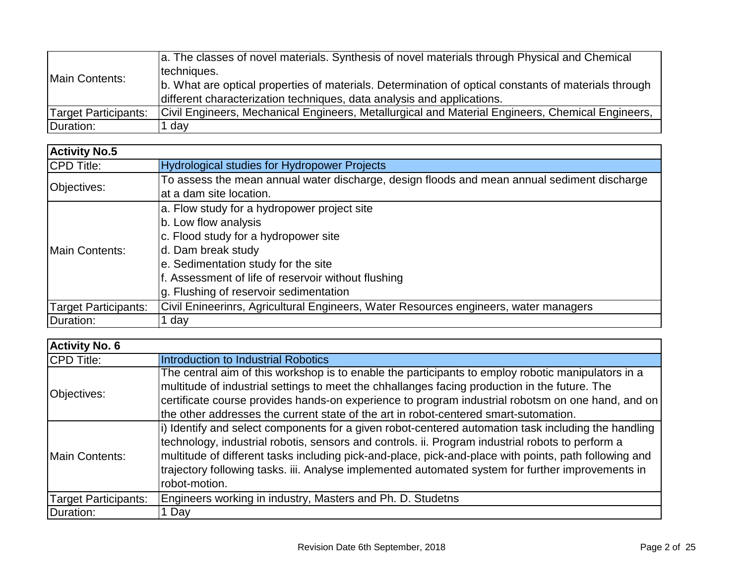| | |
|---|---|
| Main Contents: | a. The classes of novel materials. Synthesis of novel materials through Physical and Chemical techniques.<br>b. What are optical properties of materials. Determination of optical constants of materials through different characterization techniques, data analysis and applications. |
| Target Participants: | Civil Engineers, Mechanical Engineers, Metallurgical and Material Engineers, Chemical Engineers, |
| Duration: | 1 day |

| **Activity No.5** | |
|---|---|
| CPD Title: | Hydrological studies for Hydropower Projects |
| Objectives: | To assess the mean annual water discharge, design floods and mean annual sediment discharge at a dam site location. |
| Main Contents: | a. Flow study for a hydropower project site<br>b. Low flow analysis<br>c. Flood study for a hydropower site<br>d. Dam break study<br>e. Sedimentation study for the site<br>f. Assessment of life of reservoir without flushing<br>g. Flushing of reservoir sedimentation |
| Target Participants: | Civil Enineerinrs, Agricultural Engineers, Water Resources engineers, water managers |
| Duration: | 1 day |

| **Activity No. 6** | |
|---|---|
| CPD Title: | Introduction to Industrial Robotics |
| Objectives: | The central aim of this workshop is to enable the participants to employ robotic manipulators in a multitude of industrial settings to meet the chhallanges facing production in the future. The certificate course provides hands-on experience to program industrial robotsm on one hand, and on the other addresses the current state of the art in robot-centered smart-sutomation. |
| Main Contents: | i) Identify and select components for a given robot-centered automation task including the handling technology, industrial robotis, sensors and controls. ii. Program industrial robots to perform a multitude of different tasks including pick-and-place, pick-and-place with points, path following and trajectory following tasks. iii. Analyse implemented automated system for further improvements in robot-motion. |
| Target Participants: | Engineers working in industry, Masters and Ph. D. Studetns |
| Duration: | 1 Day |

Revision Date 6th September, 2018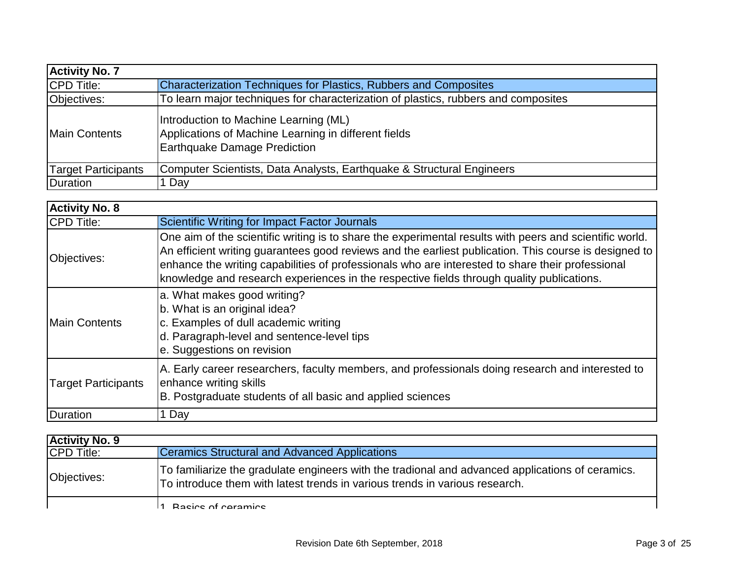| **Activity No. 7** | |
|---|---|
| CPD Title: | Characterization Techniques for Plastics, Rubbers and Composites |
| Objectives: | To learn major techniques for characterization of plastics, rubbers and composites |
| Main Contents | Introduction to Machine Learning (ML)<br>Applications of Machine Learning in different fields<br>Earthquake Damage Prediction |
| Target Participants | Computer Scientists, Data Analysts, Earthquake & Structural Engineers |
| Duration | 1 Day |

| **Activity No. 8** | |
|---|---|
| CPD Title: | Scientific Writing for Impact Factor Journals |
| Objectives: | One aim of the scientific writing is to share the experimental results with peers and scientific world. An efficient writing guarantees good reviews and the earliest publication. This course is designed to enhance the writing capabilities of professionals who are interested to share their professional knowledge and research experiences in the respective fields through quality publications. |
| Main Contents | a. What makes good writing?<br>b. What is an original idea?<br>c. Examples of dull academic writing<br>d. Paragraph-level and sentence-level tips<br>e. Suggestions on revision |
| Target Participants | A. Early career researchers, faculty members, and professionals doing research and interested to enhance writing skills<br>B. Postgraduate students of all basic and applied sciences |
| Duration | 1 Day |

| **Activity No. 9** | |
|---|---|
| CPD Title: | Ceramics Structural and Advanced Applications |
| Objectives: | To familiarize the gradulate engineers with the tradional and advanced applications of ceramics. To introduce them with latest trends in various trends in various research. |
| | 1. Basics of ceramics |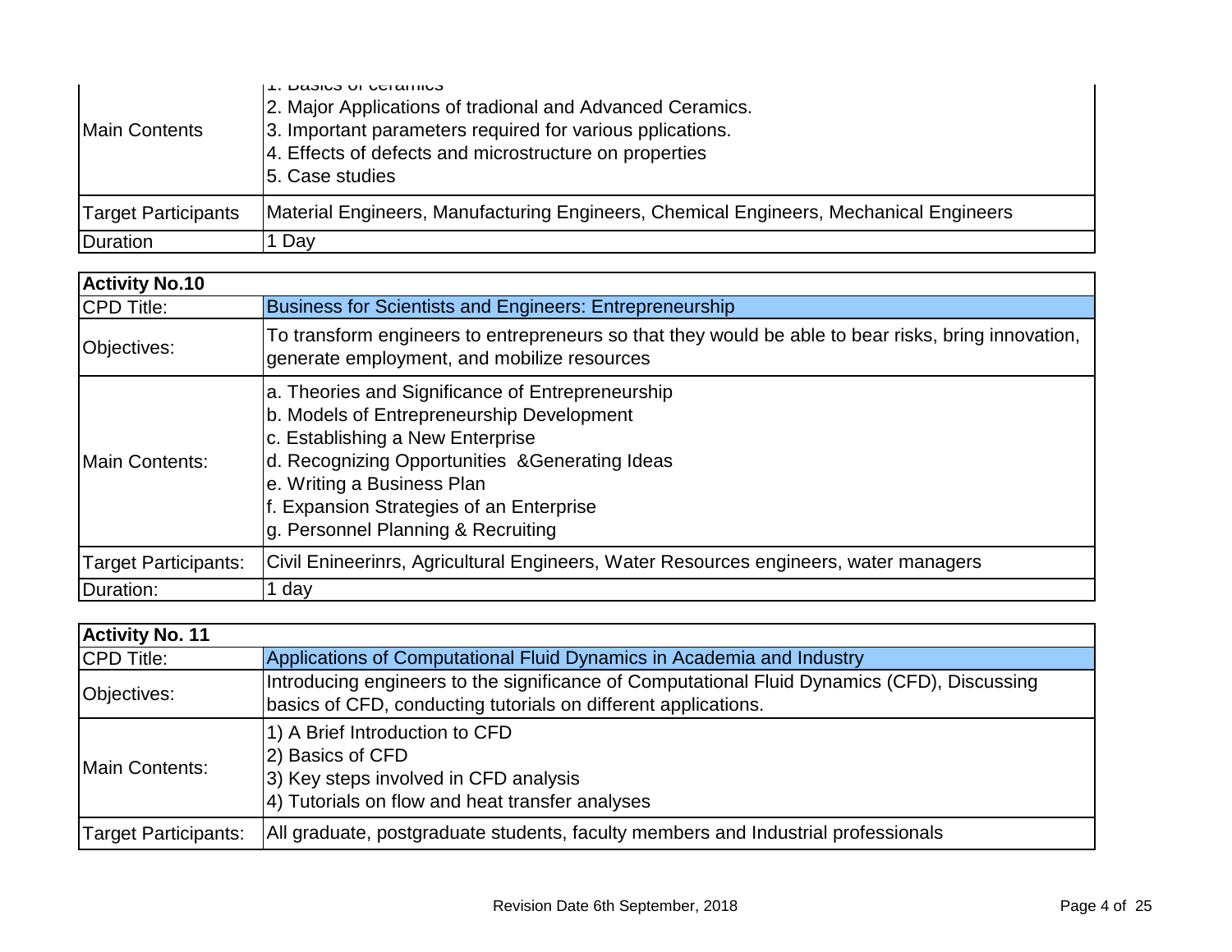| | |
|---|---|
| Main Contents | 1. Basics of ceramics<br>2. Major Applications of tradional and Advanced Ceramics.<br>3. Important parameters required for various pplications.<br>4. Effects of defects and microstructure on properties<br>5. Case studies |
| Target Participants | Material Engineers, Manufacturing Engineers, Chemical Engineers, Mechanical Engineers |
| Duration | 1 Day |

| **Activity No.10** | |
|---|---|
| CPD Title: | Business for Scientists and Engineers: Entrepreneurship |
| Objectives: | To transform engineers to entrepreneurs so that they would be able to bear risks, bring innovation, generate employment, and mobilize resources |
| Main Contents: | a. Theories and Significance of Entrepreneurship<br>b. Models of Entrepreneurship Development<br>c. Establishing a New Enterprise<br>d. Recognizing Opportunities &Generating Ideas<br>e. Writing a Business Plan<br>f. Expansion Strategies of an Enterprise<br>g. Personnel Planning & Recruiting |
| Target Participants: | Civil Enineerinrs, Agricultural Engineers, Water Resources engineers, water managers |
| Duration: | 1 day |

| **Activity No. 11** | |
|---|---|
| CPD Title: | Applications of Computational Fluid Dynamics in Academia and Industry |
| Objectives: | Introducing engineers to the significance of Computational Fluid Dynamics (CFD), Discussing basics of CFD, conducting tutorials on different applications. |
| Main Contents: | 1) A Brief Introduction to CFD<br>2) Basics of CFD<br>3) Key steps involved in CFD analysis<br>4) Tutorials on flow and heat transfer analyses |
| Target Participants: | All graduate, postgraduate students, faculty members and Industrial professionals |

Revision Date 6th September, 2018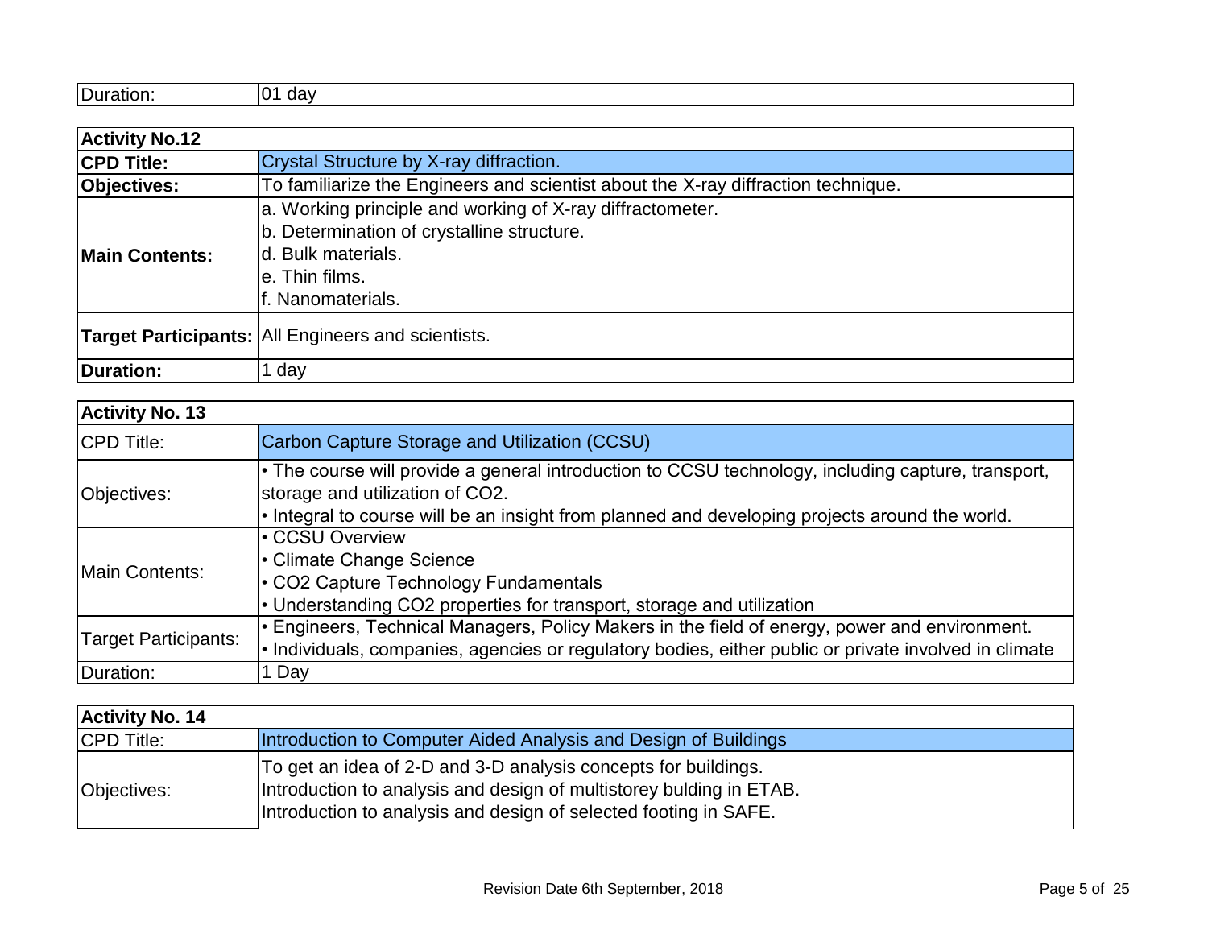| Duration: | 01 day |
|---|---|

| **Activity No.12** | |
|---|---|
| **CPD Title:** | Crystal Structure by X-ray diffraction. |
| **Objectives:** | To familiarize the Engineers and scientist about the X-ray diffraction technique. |
| **Main Contents:** | a. Working principle and working of X-ray diffractometer.<br>b. Determination of crystalline structure.<br>d. Bulk materials.<br>e. Thin films.<br>f. Nanomaterials. |
| **Target Participants:** | All Engineers and scientists. |
| **Duration:** | 1 day |

| **Activity No. 13** | |
|---|---|
| CPD Title: | Carbon Capture Storage and Utilization (CCSU) |
| Objectives: | • The course will provide a general introduction to CCSU technology, including capture, transport, storage and utilization of $CO_2$.<br>• Integral to course will be an insight from planned and developing projects around the world. |
| Main Contents: | • CCSU Overview<br>• Climate Change Science<br>• $CO_2$ Capture Technology Fundamentals<br>• Understanding $CO_2$ properties for transport, storage and utilization |
| Target Participants: | • Engineers, Technical Managers, Policy Makers in the field of energy, power and environment.<br>• Individuals, companies, agencies or regulatory bodies, either public or private involved in climate |
| Duration: | 1 Day |

| **Activity No. 14** | |
|---|---|
| CPD Title: | Introduction to Computer Aided Analysis and Design of Buildings |
| Objectives: | To get an idea of 2-D and 3-D analysis concepts for buildings.<br>Introduction to analysis and design of multistorey bulding in ETAB.<br>Introduction to analysis and design of selected footing in SAFE. |

Revision Date 6th September, 2018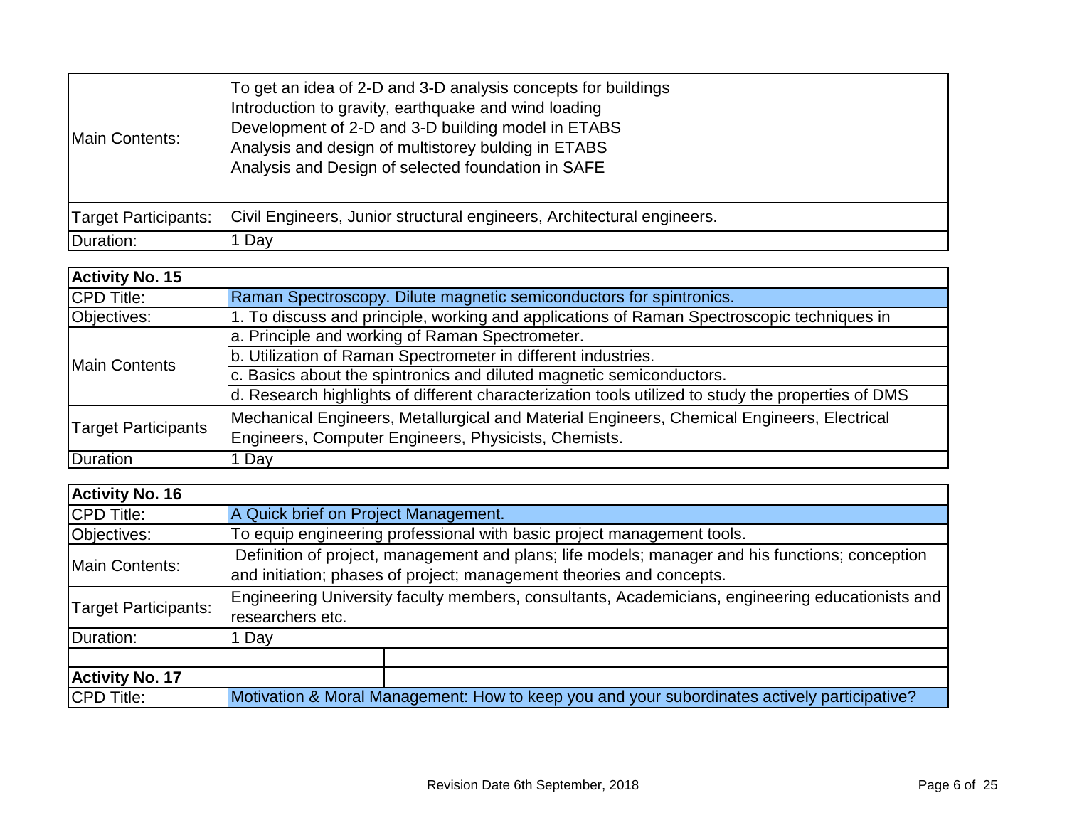| | |
|---|---|
| Main Contents: | To get an idea of 2-D and 3-D analysis concepts for buildings<br>Introduction to gravity, earthquake and wind loading<br>Development of 2-D and 3-D building model in ETABS<br>Analysis and design of multistorey bulding in ETABS<br>Analysis and Design of selected foundation in SAFE |
| Target Participants: | Civil Engineers, Junior structural engineers, Architectural engineers. |
| Duration: | 1 Day |

| **Activity No. 15** | |
|---|---|
| CPD Title: | Raman Spectroscopy. Dilute magnetic semiconductors for spintronics. |
| Objectives: | 1. To discuss and principle, working and applications of Raman Spectroscopic techniques in |
| Main Contents | a. Principle and working of Raman Spectrometer.<br>b. Utilization of Raman Spectrometer in different industries.<br>c. Basics about the spintronics and diluted magnetic semiconductors.<br>d. Research highlights of different characterization tools utilized to study the properties of DMS |
| Target Participants | Mechanical Engineers, Metallurgical and Material Engineers, Chemical Engineers, Electrical Engineers, Computer Engineers, Physicists, Chemists. |
| Duration | 1 Day |

| **Activity No. 16** | |
|---|---|
| CPD Title: | A Quick brief on Project Management. |
| Objectives: | To equip engineering professional with basic project management tools. |
| Main Contents: | Definition of project, management and plans; life models; manager and his functions; conception and initiation; phases of project; management theories and concepts. |
| Target Participants: | Engineering University faculty members, consultants, Academicians, engineering educationists and researchers etc. |
| Duration: | 1 Day |

| **Activity No. 17** | |
|---|---|
| CPD Title: | Motivation & Moral Management: How to keep you and your subordinates actively participative? |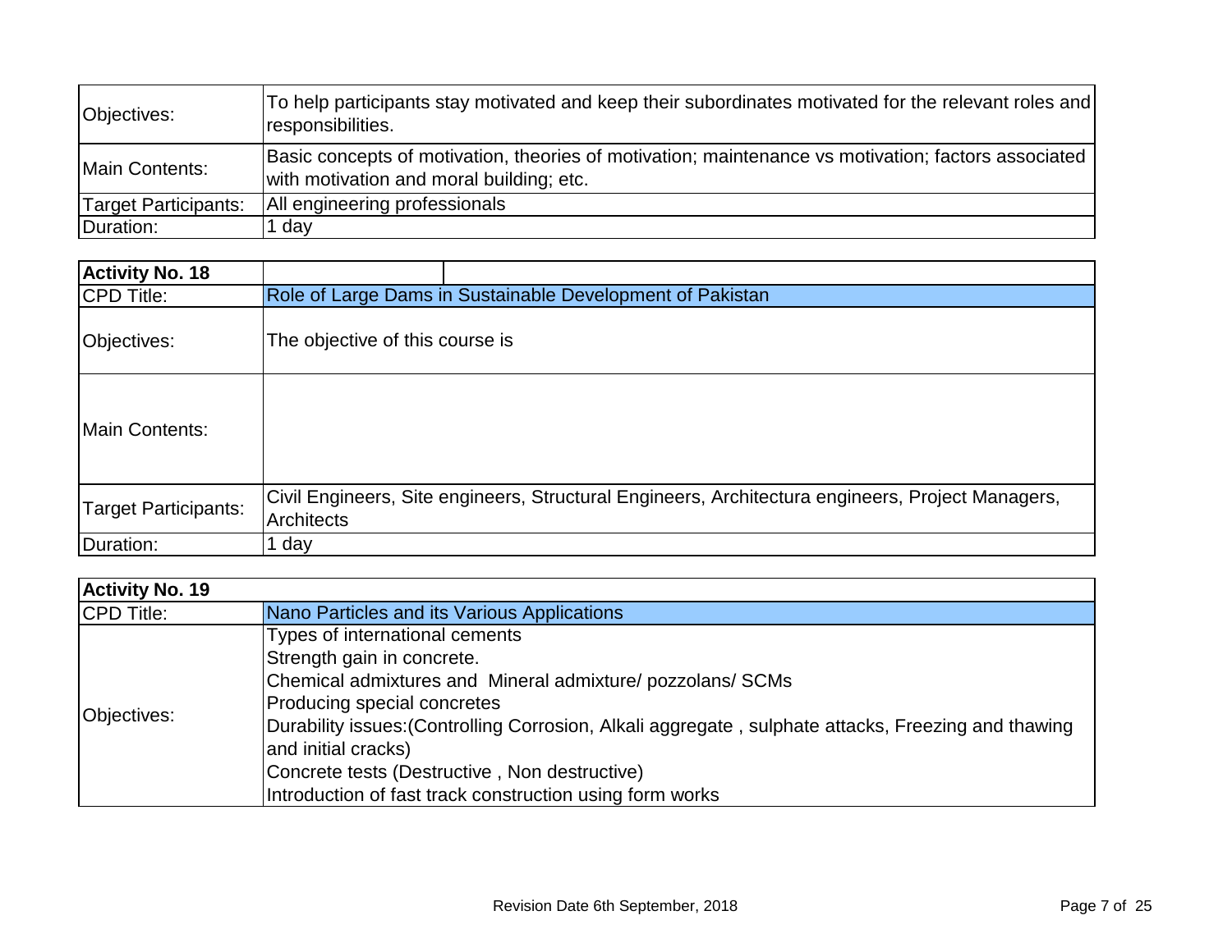| | |
|---|---|
| Objectives: | To help participants stay motivated and keep their subordinates motivated for the relevant roles and responsibilities. |
| Main Contents: | Basic concepts of motivation, theories of motivation; maintenance vs motivation; factors associated with motivation and moral building; etc. |
| Target Participants: | All engineering professionals |
| Duration: | 1 day |

| **Activity No. 18** | | |
|---|---|---|
| CPD Title: | Role of Large Dams in Sustainable Development of Pakistan | |
| Objectives: | The objective of this course is | |
| Main Contents: | | |
| Target Participants: | Civil Engineers, Site engineers, Structural Engineers, Architectura engineers, Project Managers, Architects | |
| Duration: | 1 day | |

| **Activity No. 19** | |
|---|---|
| CPD Title: | Nano Particles and its Various Applications |
| Objectives: | Types of international cements<br>Strength gain in concrete.<br>Chemical admixtures and Mineral admixture/ pozzolans/ SCMs<br>Producing special concretes<br>Durability issues:(Controlling Corrosion, Alkali aggregate , sulphate attacks, Freezing and thawing and initial cracks)<br>Concrete tests (Destructive , Non destructive)<br>Introduction of fast track construction using form works |

Revision Date 6th September, 2018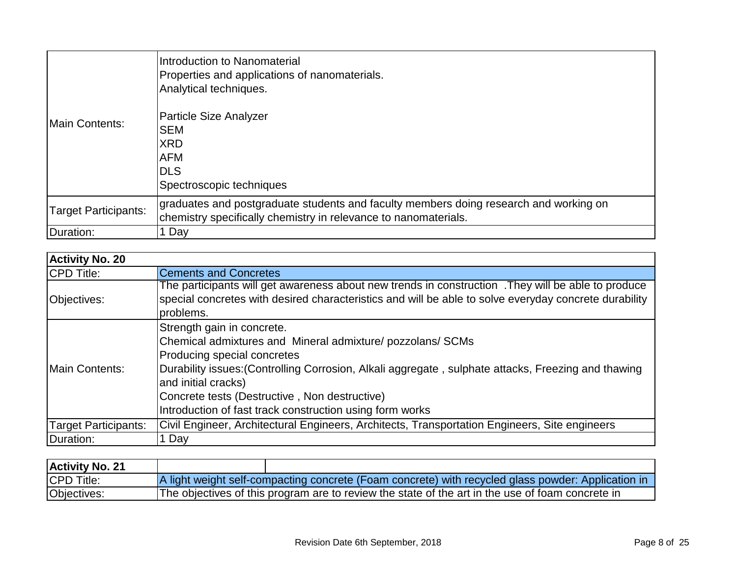| | |
|---|---|
| Main Contents: | Introduction to Nanomaterial<br>Properties and applications of nanomaterials.<br>Analytical techniques.<br><br>Particle Size Analyzer<br>SEM<br>XRD<br>AFM<br>DLS<br>Spectroscopic techniques |
| Target Participants: | graduates and postgraduate students and faculty members doing research and working on chemistry specifically chemistry in relevance to nanomaterials. |
| Duration: | 1 Day |

| **Activity No. 20** | |
|---|---|
| CPD Title: | Cements and Concretes |
| Objectives: | The participants will get awareness about new trends in construction .They will be able to produce special concretes with desired characteristics and will be able to solve everyday concrete durability problems. |
| Main Contents: | Strength gain in concrete.<br>Chemical admixtures and Mineral admixture/ pozzolans/ SCMs<br>Producing special concretes<br>Durability issues:(Controlling Corrosion, Alkali aggregate , sulphate attacks, Freezing and thawing and initial cracks)<br>Concrete tests (Destructive , Non destructive)<br>Introduction of fast track construction using form works |
| Target Participants: | Civil Engineer, Architectural Engineers, Architects, Transportation Engineers, Site engineers |
| Duration: | 1 Day |

| **Activity No. 21** | |
|---|---|
| CPD Title: | A light weight self-compacting concrete (Foam concrete) with recycled glass powder: Application in |
| Objectives: | The objectives of this program are to review the state of the art in the use of foam concrete in |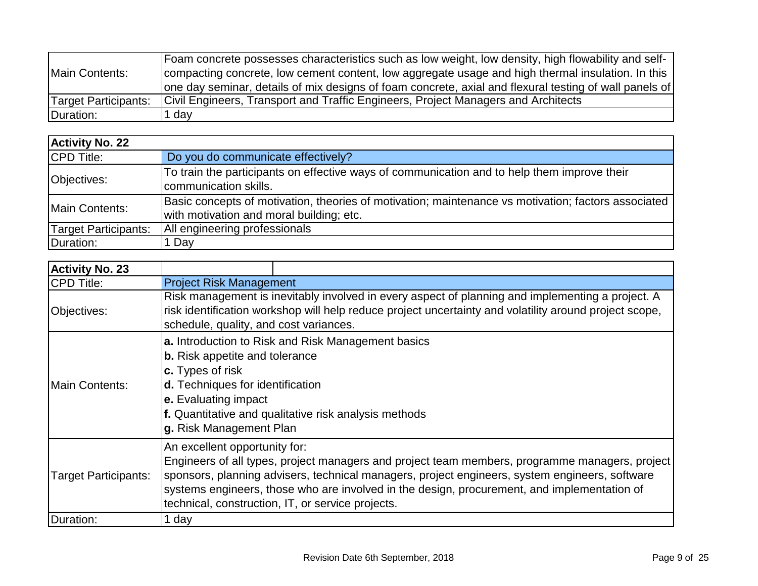| | |
|---|---|
| Main Contents: | Foam concrete possesses characteristics such as low weight, low density, high flowability and self-compacting concrete, low cement content, low aggregate usage and high thermal insulation. In this one day seminar, details of mix designs of foam concrete, axial and flexural testing of wall panels of |
| Target Participants: | Civil Engineers, Transport and Traffic Engineers, Project Managers and Architects |
| Duration: | 1 day |

| **Activity No. 22** | |
|---|---|
| CPD Title: | Do you do communicate effectively? |
| Objectives: | To train the participants on effective ways of communication and to help them improve their communication skills. |
| Main Contents: | Basic concepts of motivation, theories of motivation; maintenance vs motivation; factors associated with motivation and moral building; etc. |
| Target Participants: | All engineering professionals |
| Duration: | 1 Day |

| **Activity No. 23** | |
|---|---|
| CPD Title: | Project Risk Management |
| Objectives: | Risk management is inevitably involved in every aspect of planning and implementing a project. A risk identification workshop will help reduce project uncertainty and volatility around project scope, schedule, quality, and cost variances. |
| Main Contents: | **a.** Introduction to Risk and Risk Management basics<br>**b.** Risk appetite and tolerance<br>**c.** Types of risk<br>**d.** Techniques for identification<br>**e.** Evaluating impact<br>**f.** Quantitative and qualitative risk analysis methods<br>**g.** Risk Management Plan |
| Target Participants: | An excellent opportunity for:<br>Engineers of all types, project managers and project team members, programme managers, project sponsors, planning advisers, technical managers, project engineers, system engineers, software systems engineers, those who are involved in the design, procurement, and implementation of technical, construction, IT, or service projects. |
| Duration: | 1 day |

Revision Date 6th September, 2018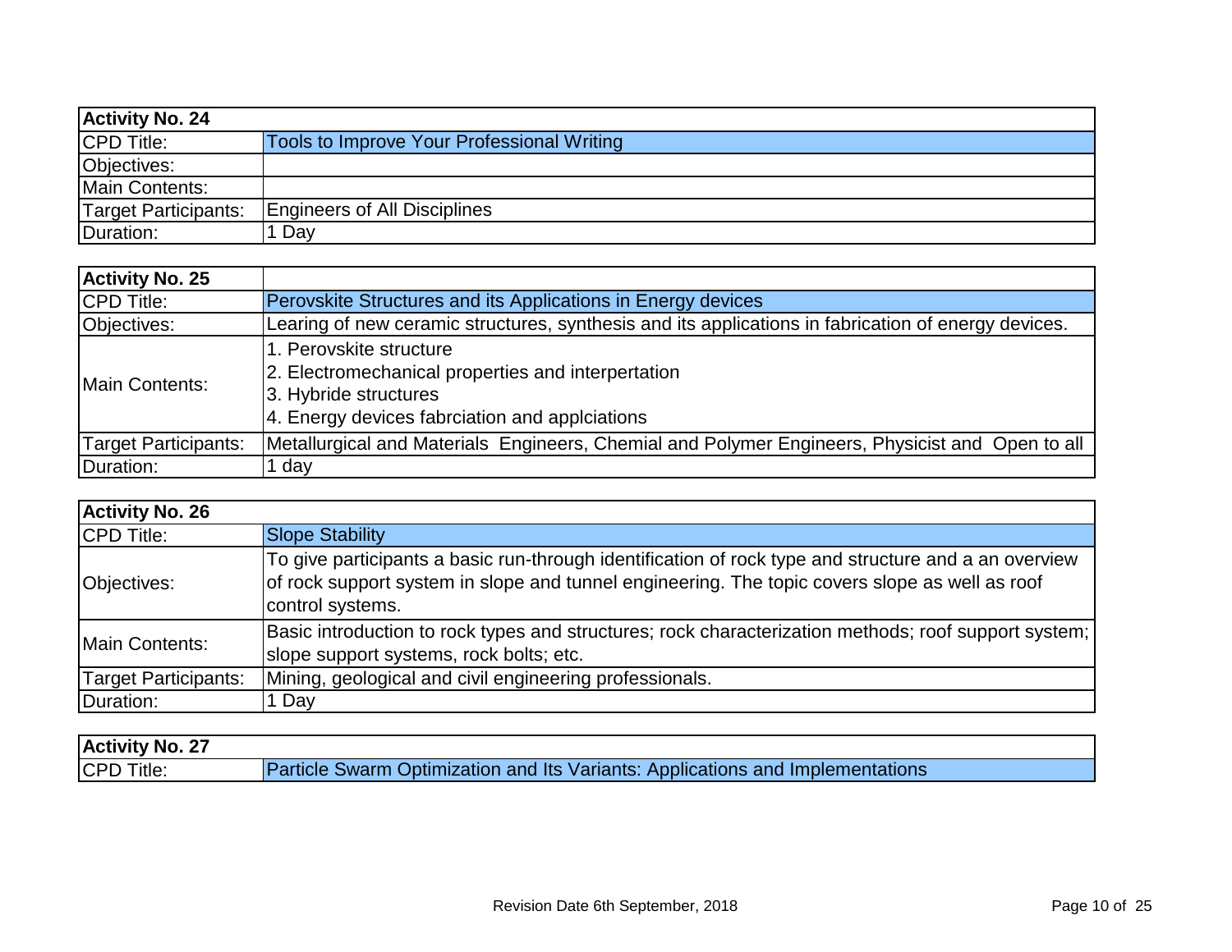| Activity No. 24 | |
|---|---|
| CPD Title: | Tools to Improve Your Professional Writing |
| Objectives: | |
| Main Contents: | |
| Target Participants: | Engineers of All Disciplines |
| Duration: | 1 Day |

| Activity No. 25 | |
|---|---|
| CPD Title: | Perovskite Structures and its Applications in Energy devices |
| Objectives: | Learing of new ceramic structures, synthesis and its applications in fabrication of energy devices. |
| Main Contents: | 1. Perovskite structure<br>2. Electromechanical properties and interpertation<br>3. Hybride structures<br>4. Energy devices fabrciation and applciations |
| Target Participants: | Metallurgical and Materials Engineers, Chemial and Polymer Engineers, Physicist and Open to all |
| Duration: | 1 day |

| Activity No. 26 | |
|---|---|
| CPD Title: | Slope Stability |
| Objectives: | To give participants a basic run-through identification of rock type and structure and a an overview of rock support system in slope and tunnel engineering. The topic covers slope as well as roof control systems. |
| Main Contents: | Basic introduction to rock types and structures; rock characterization methods; roof support system; slope support systems, rock bolts; etc. |
| Target Participants: | Mining, geological and civil engineering professionals. |
| Duration: | 1 Day |

| Activity No. 27 | |
|---|---|
| CPD Title: | Particle Swarm Optimization and Its Variants: Applications and Implementations |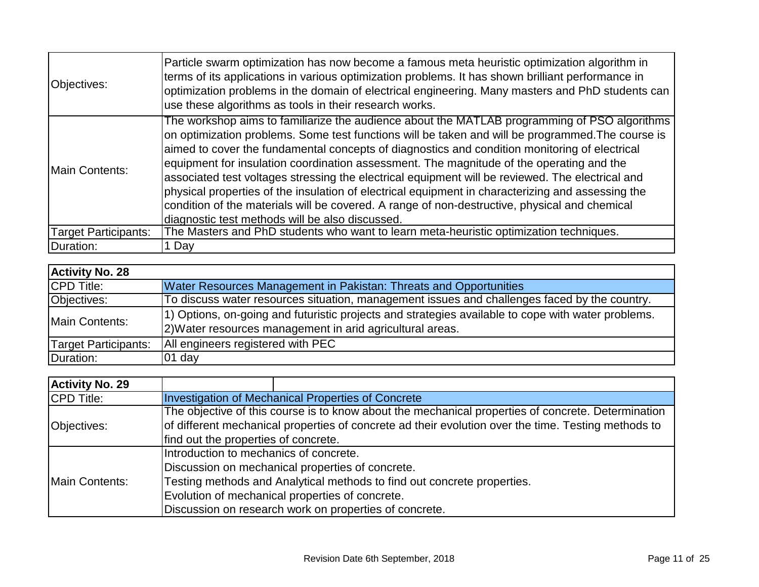| | |
|---|---|
| Objectives: | Particle swarm optimization has now become a famous meta heuristic optimization algorithm in terms of its applications in various optimization problems. It has shown brilliant performance in optimization problems in the domain of electrical engineering. Many masters and PhD students can use these algorithms as tools in their research works. |
| Main Contents: | The workshop aims to familiarize the audience about the MATLAB programming of PSO algorithms on optimization problems. Some test functions will be taken and will be programmed.The course is aimed to cover the fundamental concepts of diagnostics and condition monitoring of electrical equipment for insulation coordination assessment. The magnitude of the operating and the associated test voltages stressing the electrical equipment will be reviewed. The electrical and physical properties of the insulation of electrical equipment in characterizing and assessing the condition of the materials will be covered. A range of non-destructive, physical and chemical diagnostic test methods will be also discussed. |
| Target Participants: | The Masters and PhD students who want to learn meta-heuristic optimization techniques. |
| Duration: | 1 Day |

| **Activity No. 28** | |
|---|---|
| CPD Title: | Water Resources Management in Pakistan: Threats and Opportunities |
| Objectives: | To discuss water resources situation, management issues and challenges faced by the country. |
| Main Contents: | 1) Options, on-going and futuristic projects and strategies available to cope with water problems.<br>2)Water resources management in arid agricultural areas. |
| Target Participants: | All engineers registered with PEC |
| Duration: | 01 day |

| **Activity No. 29** | |
|---|---|
| CPD Title: | Investigation of Mechanical Properties of Concrete |
| Objectives: | The objective of this course is to know about the mechanical properties of concrete. Determination of different mechanical properties of concrete ad their evolution over the time. Testing methods to find out the properties of concrete. |
| Main Contents: | Introduction to mechanics of concrete.<br>Discussion on mechanical properties of concrete.<br>Testing methods and Analytical methods to find out concrete properties.<br>Evolution of mechanical properties of concrete.<br>Discussion on research work on properties of concrete. |

Revision Date 6th September, 2018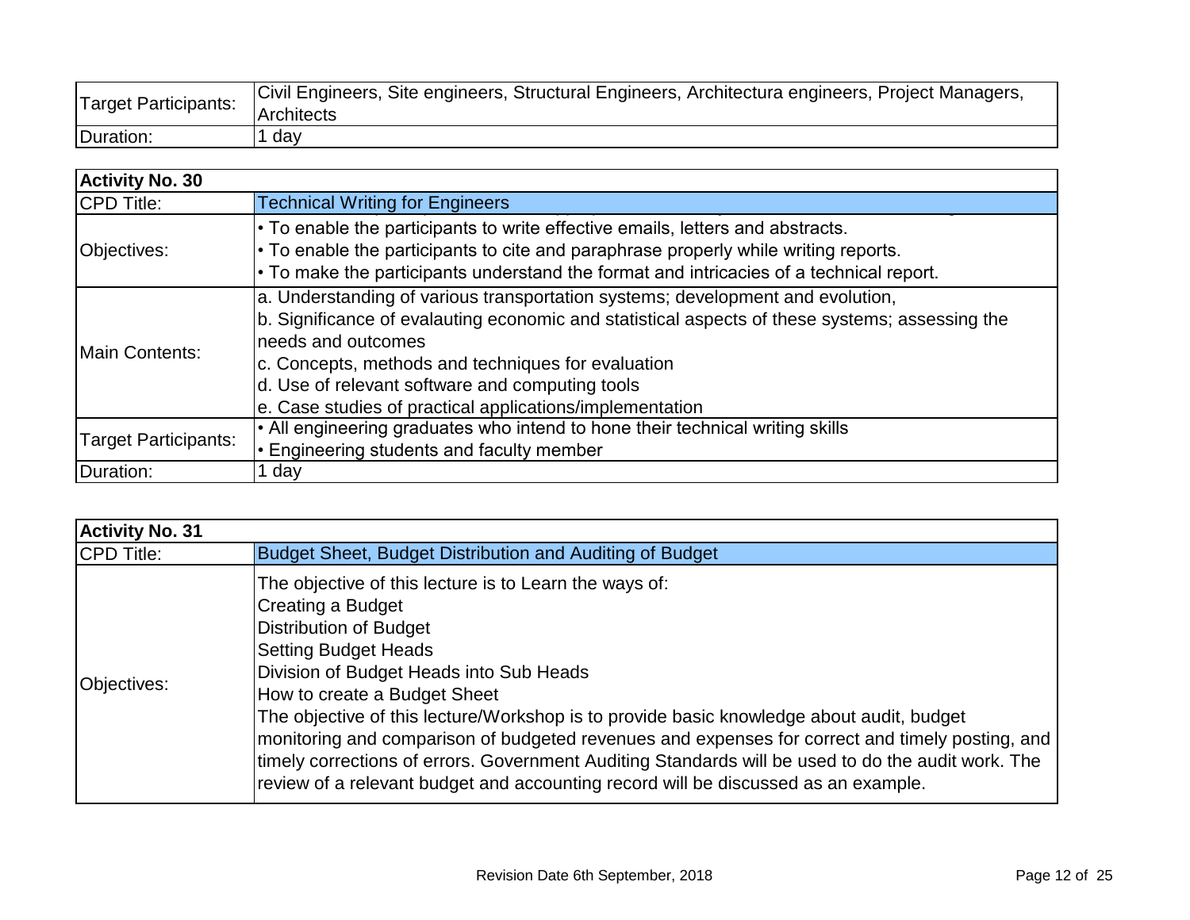| | |
|---|---|
| Target Participants: | Civil Engineers, Site engineers, Structural Engineers, Architectura engineers, Project Managers, Architects |
| Duration: | 1 day |

| **Activity No. 30** | |
|---|---|
| CPD Title: | Technical Writing for Engineers |
| Objectives: | • To enable the participants to write effective emails, letters and abstracts.<br>• To enable the participants to cite and paraphrase properly while writing reports.<br>• To make the participants understand the format and intricacies of a technical report. |
| Main Contents: | a. Understanding of various transportation systems; development and evolution,<br>b. Significance of evalauting economic and statistical aspects of these systems; assessing the needs and outcomes<br>c. Concepts, methods and techniques for evaluation<br>d. Use of relevant software and computing tools<br>e. Case studies of practical applications/implementation |
| Target Participants: | • All engineering graduates who intend to hone their technical writing skills<br>• Engineering students and faculty member |
| Duration: | 1 day |

| **Activity No. 31** | |
|---|---|
| CPD Title: | Budget Sheet, Budget Distribution and Auditing of Budget |
| Objectives: | The objective of this lecture is to Learn the ways of:<br>Creating a Budget<br>Distribution of Budget<br>Setting Budget Heads<br>Division of Budget Heads into Sub Heads<br>How to create a Budget Sheet<br>The objective of this lecture/Workshop is to provide basic knowledge about audit, budget monitoring and comparison of budgeted revenues and expenses for correct and timely posting, and timely corrections of errors. Government Auditing Standards will be used to do the audit work. The review of a relevant budget and accounting record will be discussed as an example. |

Revision Date 6th September, 2018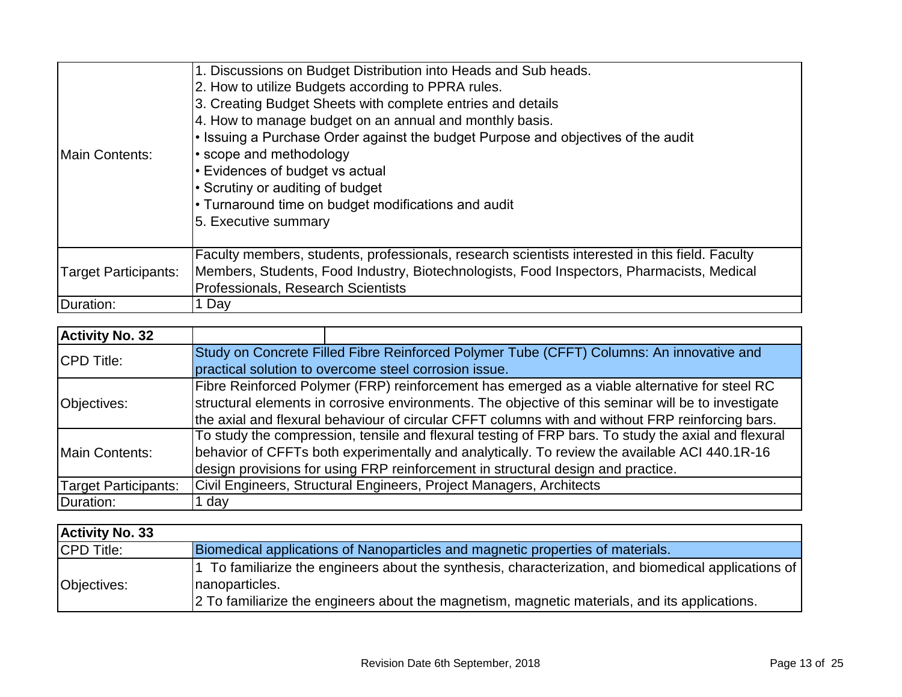| | |
|---|---|
| Main Contents: | 1. Discussions on Budget Distribution into Heads and Sub heads.<br>2. How to utilize Budgets according to PPRA rules.<br>3. Creating Budget Sheets with complete entries and details<br>4. How to manage budget on an annual and monthly basis.<br>• Issuing a Purchase Order against the budget Purpose and objectives of the audit<br>• scope and methodology<br>• Evidences of budget vs actual<br>• Scrutiny or auditing of budget<br>• Turnaround time on budget modifications and audit<br>5. Executive summary |
| Target Participants: | Faculty members, students, professionals, research scientists interested in this field. Faculty Members, Students, Food Industry, Biotechnologists, Food Inspectors, Pharmacists, Medical Professionals, Research Scientists |
| Duration: | 1 Day |

| **Activity No. 32** | |
|---|---|
| CPD Title: | Study on Concrete Filled Fibre Reinforced Polymer Tube (CFFT) Columns: An innovative and practical solution to overcome steel corrosion issue. |
| Objectives: | Fibre Reinforced Polymer (FRP) reinforcement has emerged as a viable alternative for steel RC structural elements in corrosive environments. The objective of this seminar will be to investigate the axial and flexural behaviour of circular CFFT columns with and without FRP reinforcing bars. |
| Main Contents: | To study the compression, tensile and flexural testing of FRP bars. To study the axial and flexural behavior of CFFTs both experimentally and analytically. To review the available ACI 440.1R-16 design provisions for using FRP reinforcement in structural design and practice. |
| Target Participants: | Civil Engineers, Structural Engineers, Project Managers, Architects |
| Duration: | 1 day |

| **Activity No. 33** | |
|---|---|
| CPD Title: | Biomedical applications of Nanoparticles and magnetic properties of materials. |
| Objectives: | 1 To familiarize the engineers about the synthesis, characterization, and biomedical applications of nanoparticles.<br>2 To familiarize the engineers about the magnetism, magnetic materials, and its applications. |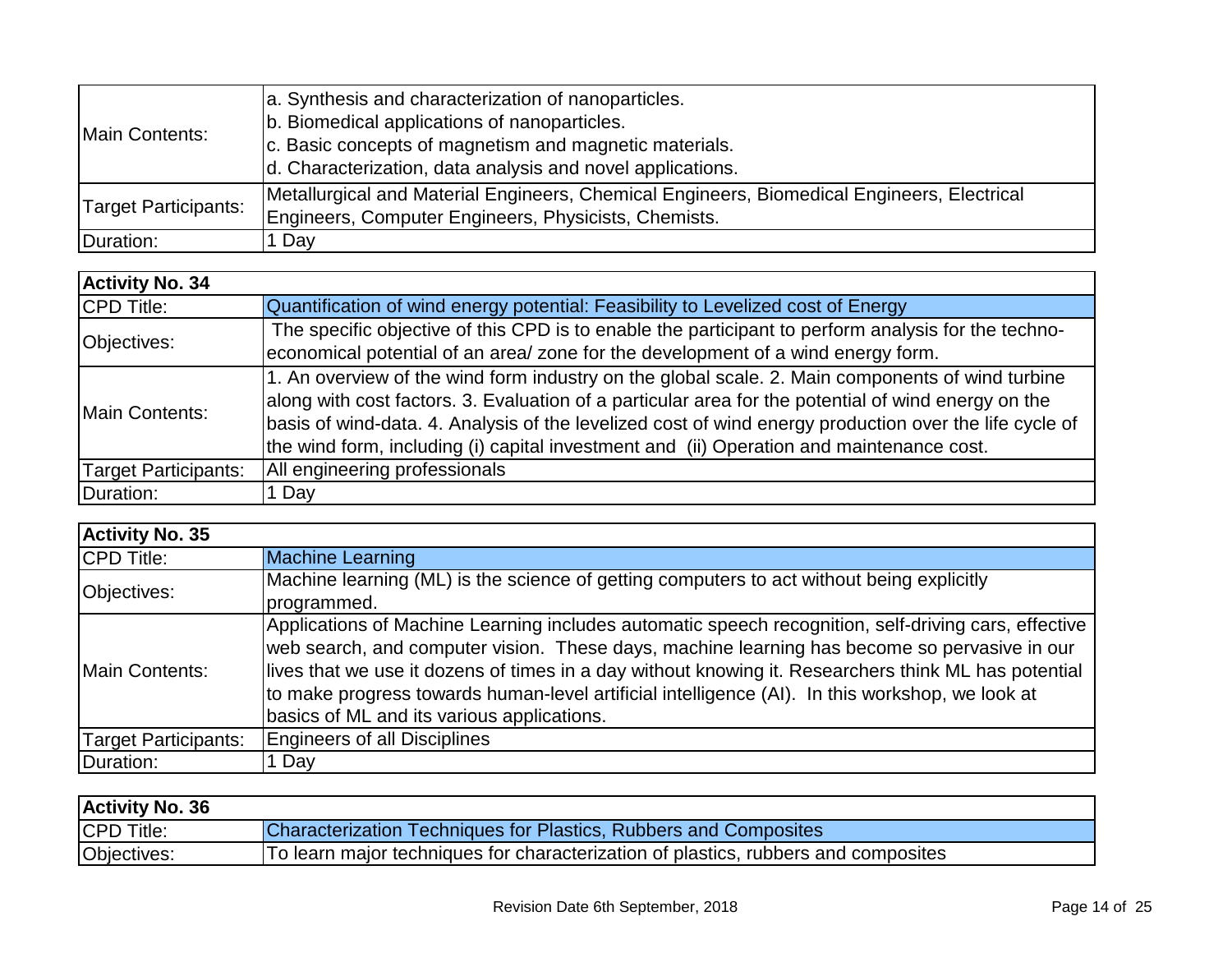| | |
|---|---|
| Main Contents: | a. Synthesis and characterization of nanoparticles.<br>b. Biomedical applications of nanoparticles.<br>c. Basic concepts of magnetism and magnetic materials.<br>d. Characterization, data analysis and novel applications. |
| Target Participants: | Metallurgical and Material Engineers, Chemical Engineers, Biomedical Engineers, Electrical Engineers, Computer Engineers, Physicists, Chemists. |
| Duration: | 1 Day |

| **Activity No. 34** | |
|---|---|
| CPD Title: | Quantification of wind energy potential: Feasibility to Levelized cost of Energy |
| Objectives: | The specific objective of this CPD is to enable the participant to perform analysis for the techno-economical potential of an area/ zone for the development of a wind energy form. |
| Main Contents: | 1. An overview of the wind form industry on the global scale. 2. Main components of wind turbine along with cost factors. 3. Evaluation of a particular area for the potential of wind energy on the basis of wind-data. 4. Analysis of the levelized cost of wind energy production over the life cycle of the wind form, including (i) capital investment and (ii) Operation and maintenance cost. |
| Target Participants: | All engineering professionals |
| Duration: | 1 Day |

| **Activity No. 35** | |
|---|---|
| CPD Title: | Machine Learning |
| Objectives: | Machine learning (ML) is the science of getting computers to act without being explicitly programmed. |
| Main Contents: | Applications of Machine Learning includes automatic speech recognition, self-driving cars, effective web search, and computer vision. These days, machine learning has become so pervasive in our lives that we use it dozens of times in a day without knowing it. Researchers think ML has potential to make progress towards human-level artificial intelligence (AI). In this workshop, we look at basics of ML and its various applications. |
| Target Participants: | Engineers of all Disciplines |
| Duration: | 1 Day |

| **Activity No. 36** | |
|---|---|
| CPD Title: | Characterization Techniques for Plastics, Rubbers and Composites |
| Objectives: | To learn major techniques for characterization of plastics, rubbers and composites |

Revision Date 6th September, 2018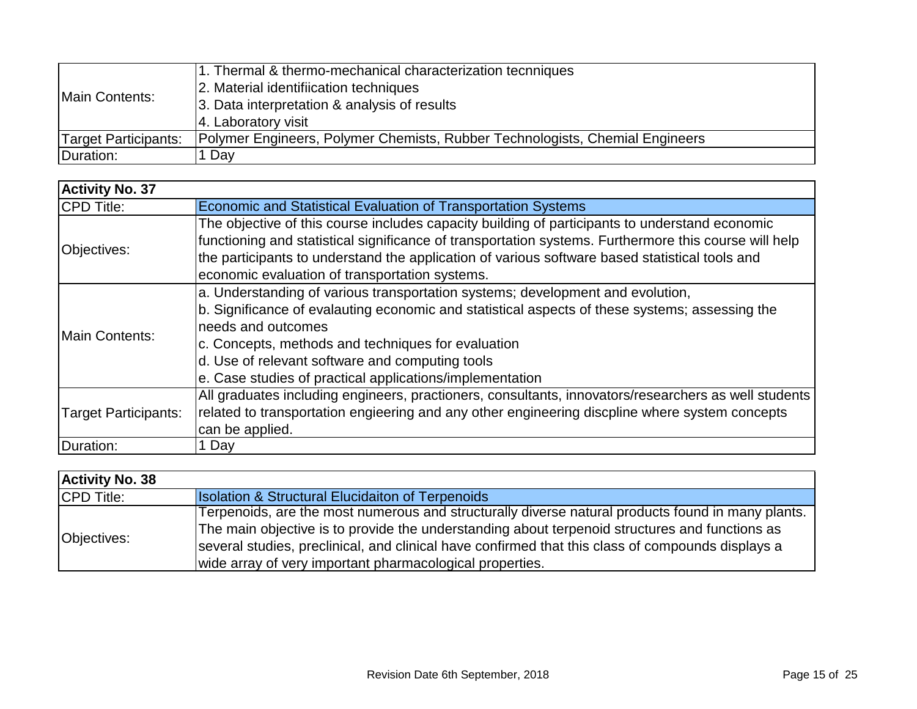| | |
|---|---|
| Main Contents: | 1. Thermal & thermo-mechanical characterization tecnniques<br>2. Material identifiication techniques<br>3. Data interpretation & analysis of results<br>4. Laboratory visit |
| Target Participants: | Polymer Engineers, Polymer Chemists, Rubber Technologists, Chemial Engineers |
| Duration: | 1 Day |

| **Activity No. 37** | |
|---|---|
| CPD Title: | Economic and Statistical Evaluation of Transportation Systems |
| Objectives: | The objective of this course includes capacity building of participants to understand economic functioning and statistical significance of transportation systems. Furthermore this course will help the participants to understand the application of various software based statistical tools and economic evaluation of transportation systems. |
| Main Contents: | a. Understanding of various transportation systems; development and evolution,<br>b. Significance of evalauting economic and statistical aspects of these systems; assessing the needs and outcomes<br>c. Concepts, methods and techniques for evaluation<br>d. Use of relevant software and computing tools<br>e. Case studies of practical applications/implementation |
| Target Participants: | All graduates including engineers, practioners, consultants, innovators/researchers as well students related to transportation engieering and any other engineering discpline where system concepts can be applied. |
| Duration: | 1 Day |

| **Activity No. 38** | |
|---|---|
| CPD Title: | Isolation & Structural Elucidaiton of Terpenoids |
| Objectives: | Terpenoids, are the most numerous and structurally diverse natural products found in many plants. The main objective is to provide the understanding about terpenoid structures and functions as several studies, preclinical, and clinical have confirmed that this class of compounds displays a wide array of very important pharmacological properties. |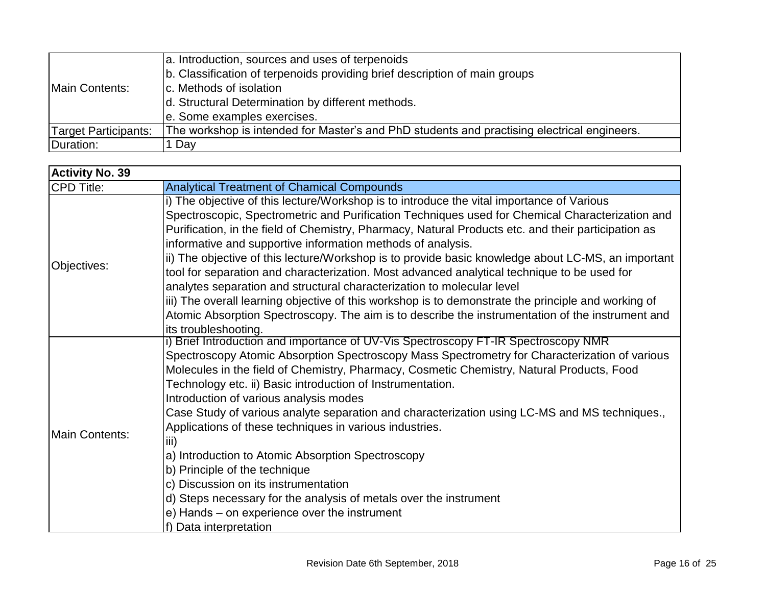| | |
|---|---|
| Main Contents: | a. Introduction, sources and uses of terpenoids<br>b. Classification of terpenoids providing brief description of main groups<br>c. Methods of isolation<br>d. Structural Determination by different methods.<br>e. Some examples exercises. |
| Target Participants: | The workshop is intended for Master's and PhD students and practising electrical engineers. |
| Duration: | 1 Day |

| **Activity No. 39** | |
|---|---|
| CPD Title: | Analytical Treatment of Chamical Compounds |
| Objectives: | i) The objective of this lecture/Workshop is to introduce the vital importance of Various Spectroscopic, Spectrometric and Purification Techniques used for Chemical Characterization and Purification, in the field of Chemistry, Pharmacy, Natural Products etc. and their participation as informative and supportive information methods of analysis.<br>ii) The objective of this lecture/Workshop is to provide basic knowledge about LC-MS, an important tool for separation and characterization. Most advanced analytical technique to be used for analytes separation and structural characterization to molecular level<br>iii) The overall learning objective of this workshop is to demonstrate the principle and working of Atomic Absorption Spectroscopy. The aim is to describe the instrumentation of the instrument and its troubleshooting. |
| Main Contents: | i) Brief Introduction and importance of UV-Vis Spectroscopy FT-IR Spectroscopy NMR Spectroscopy Atomic Absorption Spectroscopy Mass Spectrometry for Characterization of various Molecules in the field of Chemistry, Pharmacy, Cosmetic Chemistry, Natural Products, Food Technology etc. ii) Basic introduction of Instrumentation.<br>Introduction of various analysis modes<br>Case Study of various analyte separation and characterization using LC-MS and MS techniques., Applications of these techniques in various industries.<br>iii)<br>a) Introduction to Atomic Absorption Spectroscopy<br>b) Principle of the technique<br>c) Discussion on its instrumentation<br>d) Steps necessary for the analysis of metals over the instrument<br>e) Hands – on experience over the instrument<br>f) Data interpretation |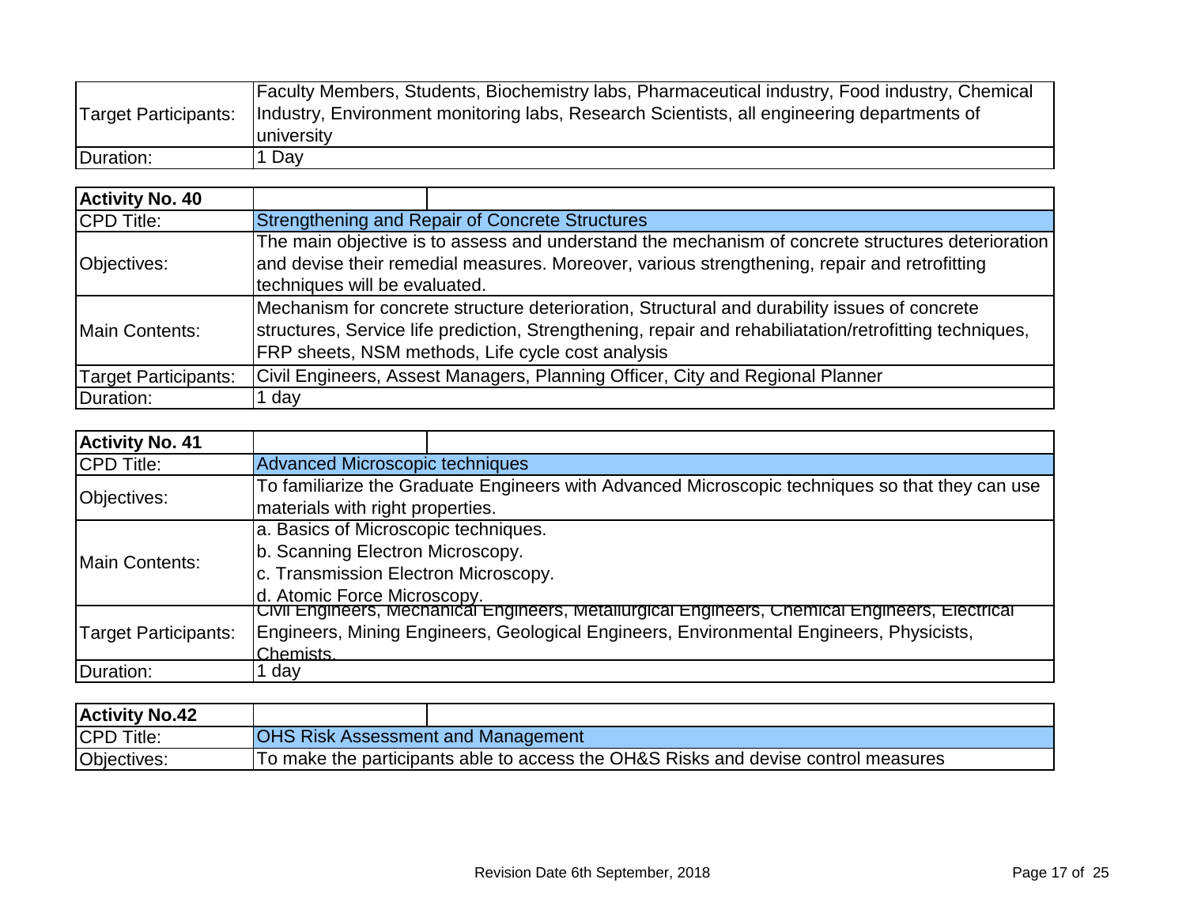| | |
|---|---|
| Target Participants: | Faculty Members, Students, Biochemistry labs, Pharmaceutical industry, Food industry, Chemical Industry, Environment monitoring labs, Research Scientists, all engineering departments of university |
| Duration: | 1 Day |

| **Activity No. 40** | |
|---|---|
| CPD Title: | Strengthening and Repair of Concrete Structures |
| Objectives: | The main objective is to assess and understand the mechanism of concrete structures deterioration and devise their remedial measures. Moreover, various strengthening, repair and retrofitting techniques will be evaluated. |
| Main Contents: | Mechanism for concrete structure deterioration, Structural and durability issues of concrete structures, Service life prediction, Strengthening, repair and rehabiliatation/retrofitting techniques, FRP sheets, NSM methods, Life cycle cost analysis |
| Target Participants: | Civil Engineers, Assest Managers, Planning Officer, City and Regional Planner |
| Duration: | 1 day |

| **Activity No. 41** | |
|---|---|
| CPD Title: | Advanced Microscopic techniques |
| Objectives: | To familiarize the Graduate Engineers with Advanced Microscopic techniques so that they can use materials with right properties. |
| Main Contents: | a. Basics of Microscopic techniques.<br>b. Scanning Electron Microscopy.<br>c. Transmission Electron Microscopy.<br>d. Atomic Force Microscopy. |
| Target Participants: | Civil Engineers, Mechanical Engineers, Metallurgical Engineers, Chemical Engineers, Electrical Engineers, Mining Engineers, Geological Engineers, Environmental Engineers, Physicists, Chemists. |
| Duration: | 1 day |

| **Activity No.42** | |
|---|---|
| CPD Title: | OHS Risk Assessment and Management |
| Objectives: | To make the participants able to access the OH&S Risks and devise control measures |

Revision Date 6th September, 2018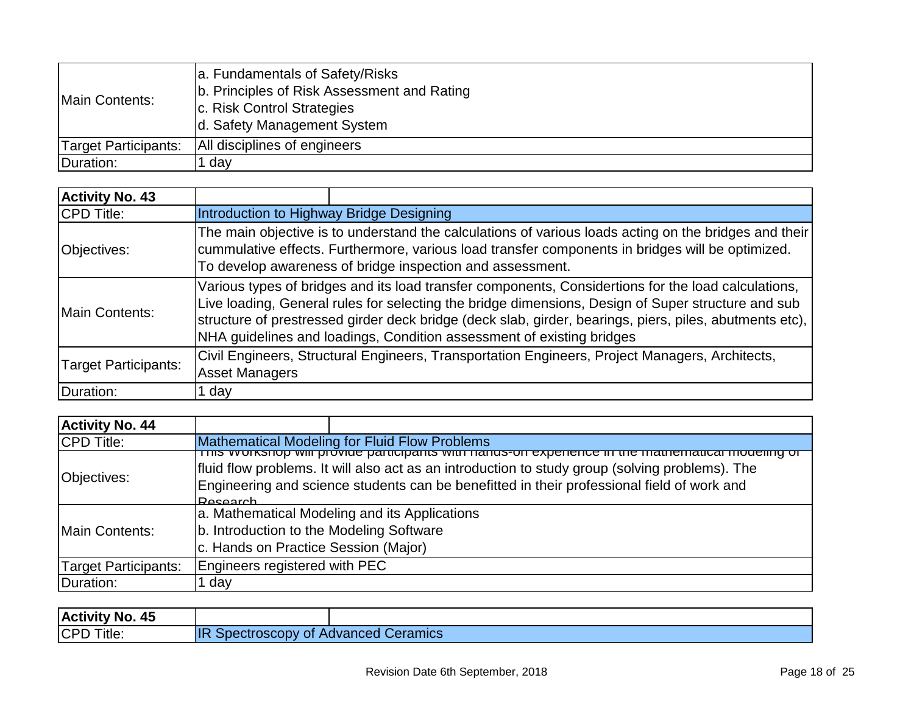| | |
|---|---|
| Main Contents: | a. Fundamentals of Safety/Risks<br>b. Principles of Risk Assessment and Rating<br>c. Risk Control Strategies<br>d. Safety Management System |
| Target Participants: | All disciplines of engineers |
| Duration: | 1 day |

| **Activity No. 43** | |
|---|---|
| CPD Title: | Introduction to Highway Bridge Designing |
| Objectives: | The main objective is to understand the calculations of various loads acting on the bridges and their cummulative effects. Furthermore, various load transfer components in bridges will be optimized. To develop awareness of bridge inspection and assessment. |
| Main Contents: | Various types of bridges and its load transfer components, Considertions for the load calculations, Live loading, General rules for selecting the bridge dimensions, Design of Super structure and sub structure of prestressed girder deck bridge (deck slab, girder, bearings, piers, piles, abutments etc), NHA guidelines and loadings, Condition assessment of existing bridges |
| Target Participants: | Civil Engineers, Structural Engineers, Transportation Engineers, Project Managers, Architects, Asset Managers |
| Duration: | 1 day |

| **Activity No. 44** | |
|---|---|
| CPD Title: | Mathematical Modeling for Fluid Flow Problems |
| Objectives: | This Workshop will provide participants with hands-on experience in the mathematical modeling of fluid flow problems. It will also act as an introduction to study group (solving problems). The Engineering and science students can be benefitted in their professional field of work and Research |
| Main Contents: | a. Mathematical Modeling and its Applications<br>b. Introduction to the Modeling Software<br>c. Hands on Practice Session (Major) |
| Target Participants: | Engineers registered with PEC |
| Duration: | 1 day |

| **Activity No. 45** | |
|---|---|
| CPD Title: | IR Spectroscopy of Advanced Ceramics |

Revision Date 6th September, 2018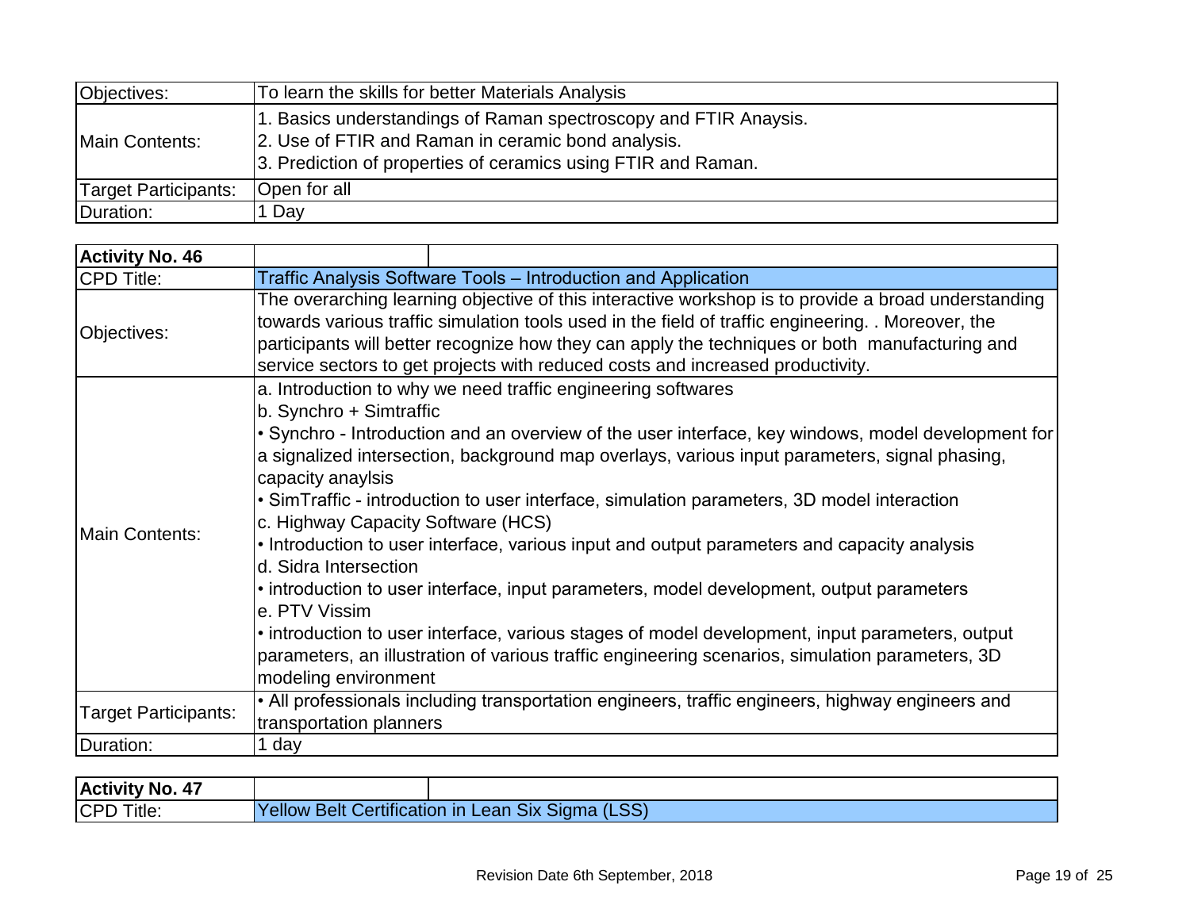| | |
|---|---|
| Objectives: | To learn the skills for better Materials Analysis |
| Main Contents: | 1. Basics understandings of Raman spectroscopy and FTIR Anaysis.<br>2. Use of FTIR and Raman in ceramic bond analysis.<br>3. Prediction of properties of ceramics using FTIR and Raman. |
| Target Participants: | Open for all |
| Duration: | 1 Day |

| | | |
|---|---|---|
| **Activity No. 46** | | |
| CPD Title: | Traffic Analysis Software Tools – Introduction and Application | |
| Objectives: | The overarching learning objective of this interactive workshop is to provide a broad understanding towards various traffic simulation tools used in the field of traffic engineering. . Moreover, the participants will better recognize how they can apply the techniques or both manufacturing and service sectors to get projects with reduced costs and increased productivity. | |
| Main Contents: | a. Introduction to why we need traffic engineering softwares<br>b. Synchro + Simtraffic<br>• Synchro - Introduction and an overview of the user interface, key windows, model development for a signalized intersection, background map overlays, various input parameters, signal phasing, capacity anaylsis<br>• SimTraffic - introduction to user interface, simulation parameters, 3D model interaction<br>c. Highway Capacity Software (HCS)<br>• Introduction to user interface, various input and output parameters and capacity analysis<br>d. Sidra Intersection<br>• introduction to user interface, input parameters, model development, output parameters<br>e. PTV Vissim<br>• introduction to user interface, various stages of model development, input parameters, output parameters, an illustration of various traffic engineering scenarios, simulation parameters, 3D modeling environment | |
| Target Participants: | • All professionals including transportation engineers, traffic engineers, highway engineers and transportation planners | |
| Duration: | 1 day | |

| | | |
|---|---|---|
| **Activity No. 47** | | |
| CPD Title: | Yellow Belt Certification in Lean Six Sigma (LSS) | |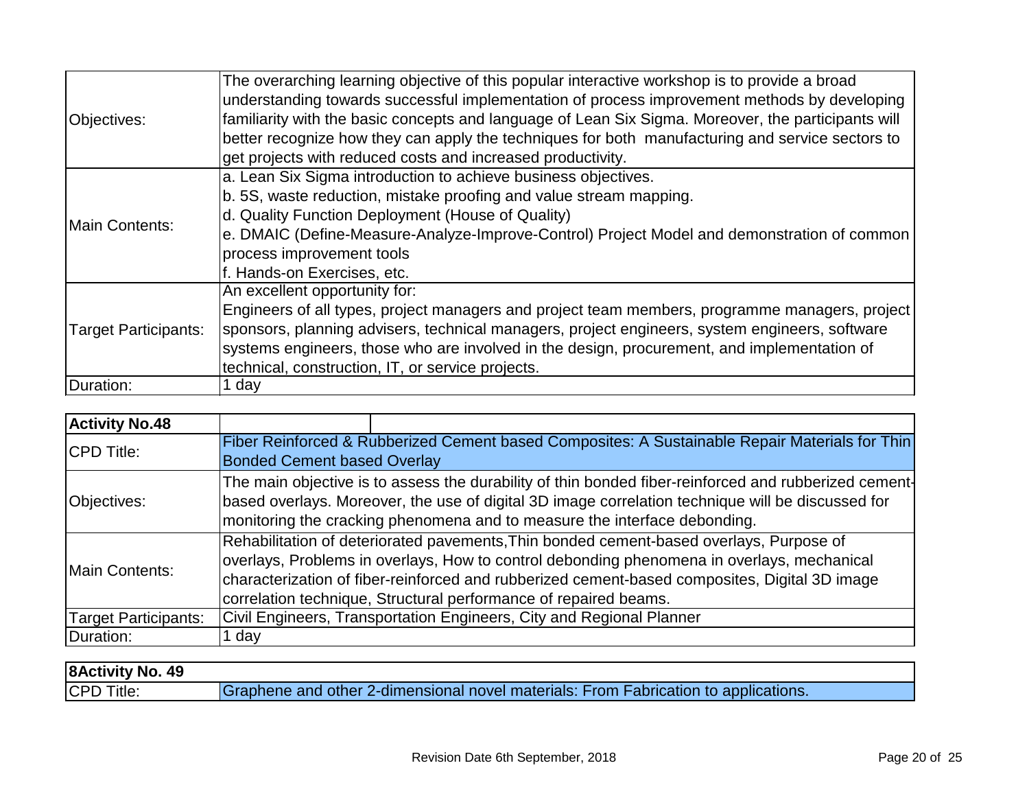| | |
|---|---|
| Objectives: | The overarching learning objective of this popular interactive workshop is to provide a broad understanding towards successful implementation of process improvement methods by developing familiarity with the basic concepts and language of Lean Six Sigma. Moreover, the participants will better recognize how they can apply the techniques for both manufacturing and service sectors to get projects with reduced costs and increased productivity. |
| Main Contents: | a. Lean Six Sigma introduction to achieve business objectives.<br>b. 5S, waste reduction, mistake proofing and value stream mapping.<br>d. Quality Function Deployment (House of Quality)<br>e. DMAIC (Define-Measure-Analyze-Improve-Control) Project Model and demonstration of common process improvement tools<br>f. Hands-on Exercises, etc. |
| Target Participants: | An excellent opportunity for:<br>Engineers of all types, project managers and project team members, programme managers, project sponsors, planning advisers, technical managers, project engineers, system engineers, software systems engineers, those who are involved in the design, procurement, and implementation of technical, construction, IT, or service projects. |
| Duration: | 1 day |

| **Activity No.48** | |
|---|---|
| CPD Title: | Fiber Reinforced & Rubberized Cement based Composites: A Sustainable Repair Materials for Thin Bonded Cement based Overlay |
| Objectives: | The main objective is to assess the durability of thin bonded fiber-reinforced and rubberized cement-based overlays. Moreover, the use of digital 3D image correlation technique will be discussed for monitoring the cracking phenomena and to measure the interface debonding. |
| Main Contents: | Rehabilitation of deteriorated pavements,Thin bonded cement-based overlays, Purpose of overlays, Problems in overlays, How to control debonding phenomena in overlays, mechanical characterization of fiber-reinforced and rubberized cement-based composites, Digital 3D image correlation technique, Structural performance of repaired beams. |
| Target Participants: | Civil Engineers, Transportation Engineers, City and Regional Planner |
| Duration: | 1 day |

| **8Activity No. 49** | |
|---|---|
| CPD Title: | Graphene and other 2-dimensional novel materials: From Fabrication to applications. |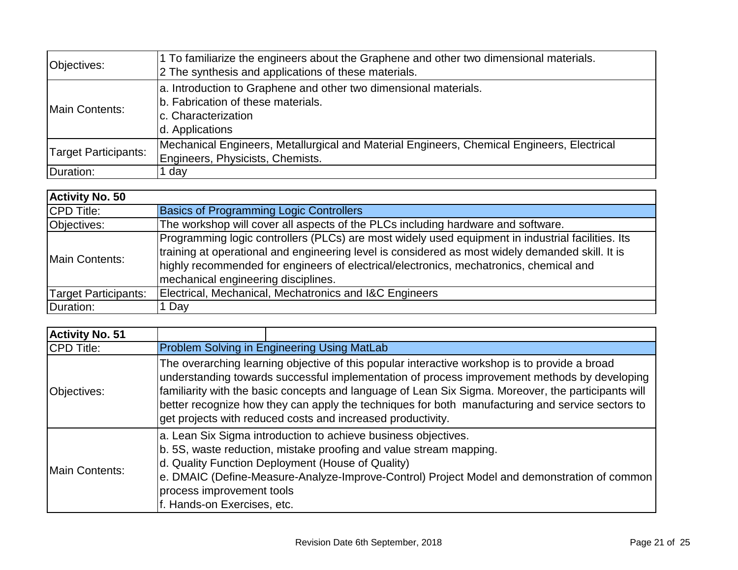| | |
|---|---|
| Objectives: | 1 To familiarize the engineers about the Graphene and other two dimensional materials.<br>2 The synthesis and applications of these materials. |
| Main Contents: | a. Introduction to Graphene and other two dimensional materials.<br>b. Fabrication of these materials.<br>c. Characterization<br>d. Applications |
| Target Participants: | Mechanical Engineers, Metallurgical and Material Engineers, Chemical Engineers, Electrical Engineers, Physicists, Chemists. |
| Duration: | 1 day |

| **Activity No. 50** | |
|---|---|
| CPD Title: | Basics of Programming Logic Controllers |
| Objectives: | The workshop will cover all aspects of the PLCs including hardware and software. |
| Main Contents: | Programming logic controllers (PLCs) are most widely used equipment in industrial facilities. Its training at operational and engineering level is considered as most widely demanded skill. It is highly recommended for engineers of electrical/electronics, mechatronics, chemical and mechanical engineering disciplines. |
| Target Participants: | Electrical, Mechanical, Mechatronics and I&C Engineers |
| Duration: | 1 Day |

| **Activity No. 51** | |
|---|---|
| CPD Title: | Problem Solving in Engineering Using MatLab |
| Objectives: | The overarching learning objective of this popular interactive workshop is to provide a broad understanding towards successful implementation of process improvement methods by developing familiarity with the basic concepts and language of Lean Six Sigma. Moreover, the participants will better recognize how they can apply the techniques for both manufacturing and service sectors to get projects with reduced costs and increased productivity. |
| Main Contents: | a. Lean Six Sigma introduction to achieve business objectives.<br>b. 5S, waste reduction, mistake proofing and value stream mapping.<br>d. Quality Function Deployment (House of Quality)<br>e. DMAIC (Define-Measure-Analyze-Improve-Control) Project Model and demonstration of common process improvement tools<br>f. Hands-on Exercises, etc. |

Revision Date 6th September, 2018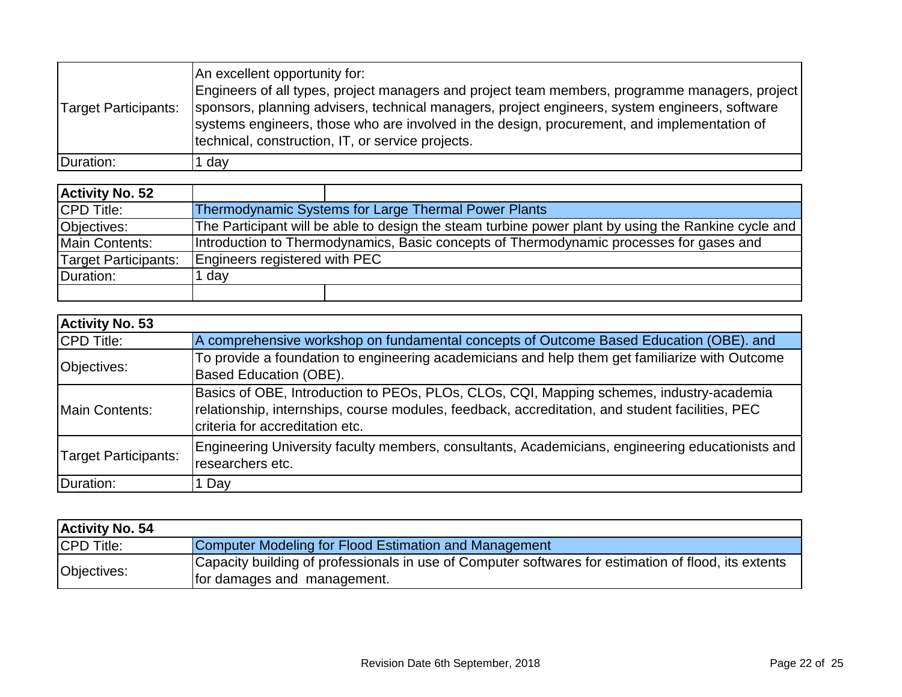| | |
|---|---|
| Target Participants: | An excellent opportunity for:<br>Engineers of all types, project managers and project team members, programme managers, project sponsors, planning advisers, technical managers, project engineers, system engineers, software systems engineers, those who are involved in the design, procurement, and implementation of technical, construction, IT, or service projects. |
| Duration: | 1 day |

| **Activity No. 52** | | |
|---|---|---|
| CPD Title: | Thermodynamic Systems for Large Thermal Power Plants | |
| Objectives: | The Participant will be able to design the steam turbine power plant by using the Rankine cycle and | |
| Main Contents: | Introduction to Thermodynamics, Basic concepts of Thermodynamic processes for gases and | |
| Target Participants: | Engineers registered with PEC | |
| Duration: | 1 day | |
| | | |

| **Activity No. 53** | |
|---|---|
| CPD Title: | A comprehensive workshop on fundamental concepts of Outcome Based Education (OBE). and |
| Objectives: | To provide a foundation to engineering academicians and help them get familiarize with Outcome Based Education (OBE). |
| Main Contents: | Basics of OBE, Introduction to PEOs, PLOs, CLOs, CQI, Mapping schemes, industry-academia relationship, internships, course modules, feedback, accreditation, and student facilities, PEC criteria for accreditation etc. |
| Target Participants: | Engineering University faculty members, consultants, Academicians, engineering educationists and researchers etc. |
| Duration: | 1 Day |

| **Activity No. 54** | |
|---|---|
| CPD Title: | Computer Modeling for Flood Estimation and Management |
| Objectives: | Capacity building of professionals in use of Computer softwares for estimation of flood, its extents for damages and management. |

Revision Date 6th September, 2018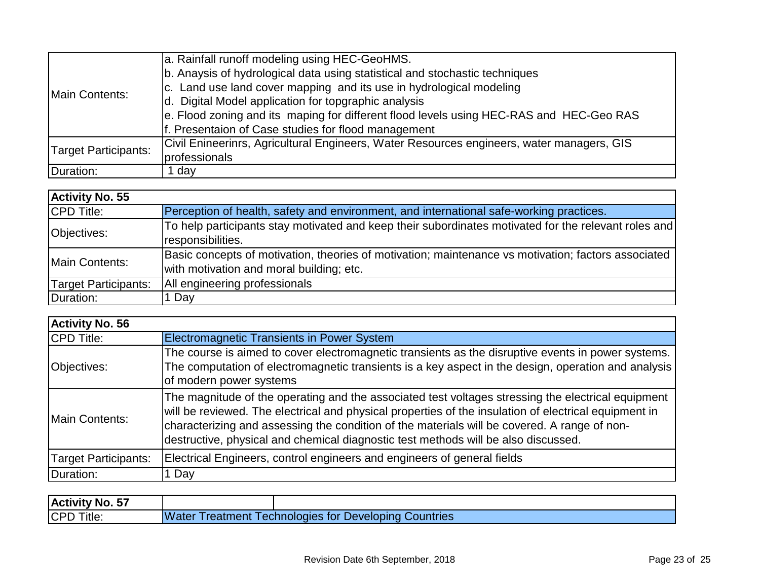| | |
|---|---|
| Main Contents: | a. Rainfall runoff modeling using HEC-GeoHMS.<br>b. Anaysis of hydrological data using statistical and stochastic techniques<br>c. Land use land cover mapping and its use in hydrological modeling<br>d. Digital Model application for topgraphic analysis<br>e. Flood zoning and its maping for different flood levels using HEC-RAS and HEC-Geo RAS<br>f. Presentaion of Case studies for flood management |
| Target Participants: | Civil Enineerinrs, Agricultural Engineers, Water Resources engineers, water managers, GIS professionals |
| Duration: | 1 day |

| **Activity No. 55** | |
|---|---|
| CPD Title: | Perception of health, safety and environment, and international safe-working practices. |
| Objectives: | To help participants stay motivated and keep their subordinates motivated for the relevant roles and responsibilities. |
| Main Contents: | Basic concepts of motivation, theories of motivation; maintenance vs motivation; factors associated with motivation and moral building; etc. |
| Target Participants: | All engineering professionals |
| Duration: | 1 Day |

| **Activity No. 56** | |
|---|---|
| CPD Title: | Electromagnetic Transients in Power System |
| Objectives: | The course is aimed to cover electromagnetic transients as the disruptive events in power systems. The computation of electromagnetic transients is a key aspect in the design, operation and analysis of modern power systems |
| Main Contents: | The magnitude of the operating and the associated test voltages stressing the electrical equipment will be reviewed. The electrical and physical properties of the insulation of electrical equipment in characterizing and assessing the condition of the materials will be covered. A range of non-destructive, physical and chemical diagnostic test methods will be also discussed. |
| Target Participants: | Electrical Engineers, control engineers and engineers of general fields |
| Duration: | 1 Day |

| **Activity No. 57** | | |
|---|---|---|
| CPD Title: | Water Treatment Technologies for Developing Countries | |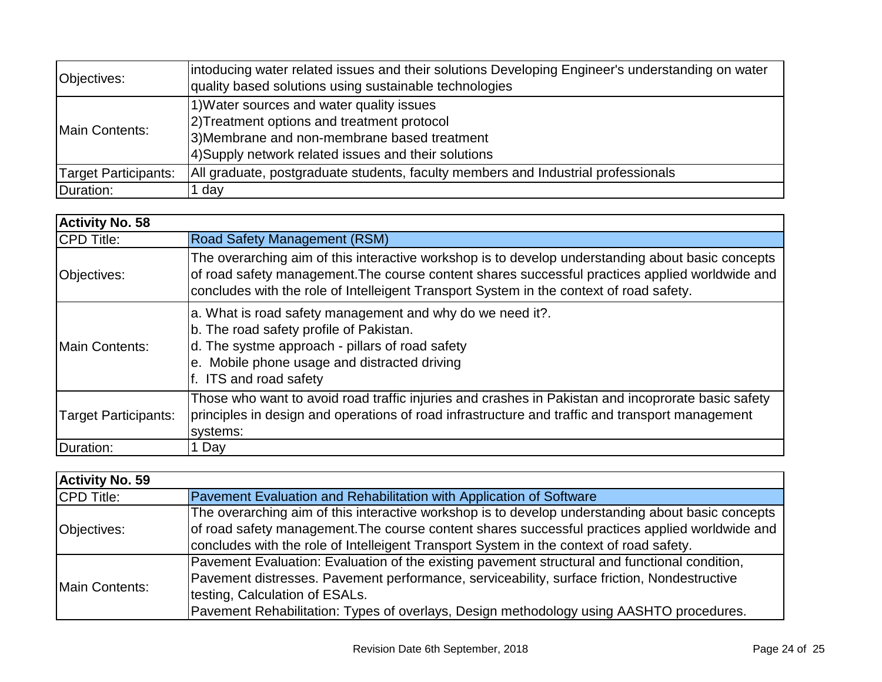| | |
|---|---|
| Objectives: | intoducing water related issues and their solutions Developing Engineer's understanding on water quality based solutions using sustainable technologies |
| Main Contents: | 1)Water sources and water quality issues<br>2)Treatment options and treatment protocol<br>3)Membrane and non-membrane based treatment<br>4)Supply network related issues and their solutions |
| Target Participants: | All graduate, postgraduate students, faculty members and Industrial professionals |
| Duration: | 1 day |

| **Activity No. 58** | |
|---|---|
| CPD Title: | Road Safety Management (RSM) |
| Objectives: | The overarching aim of this interactive workshop is to develop understanding about basic concepts of road safety management.The course content shares successful practices applied worldwide and concludes with the role of Intelleigent Transport System in the context of road safety. |
| Main Contents: | a. What is road safety management and why do we need it?.<br>b. The road safety profile of Pakistan.<br>d. The systme approach - pillars of road safety<br>e. Mobile phone usage and distracted driving<br>f. ITS and road safety |
| Target Participants: | Those who want to avoid road traffic injuries and crashes in Pakistan and incoprorate basic safety principles in design and operations of road infrastructure and traffic and transport management systems: |
| Duration: | 1 Day |

| **Activity No. 59** | |
|---|---|
| CPD Title: | Pavement Evaluation and Rehabilitation with Application of Software |
| Objectives: | The overarching aim of this interactive workshop is to develop understanding about basic concepts of road safety management.The course content shares successful practices applied worldwide and concludes with the role of Intelleigent Transport System in the context of road safety. |
| Main Contents: | Pavement Evaluation: Evaluation of the existing pavement structural and functional condition, Pavement distresses. Pavement performance, serviceability, surface friction, Nondestructive testing, Calculation of ESALs.<br>Pavement Rehabilitation: Types of overlays, Design methodology using AASHTO procedures. |

Revision Date 6th September, 2018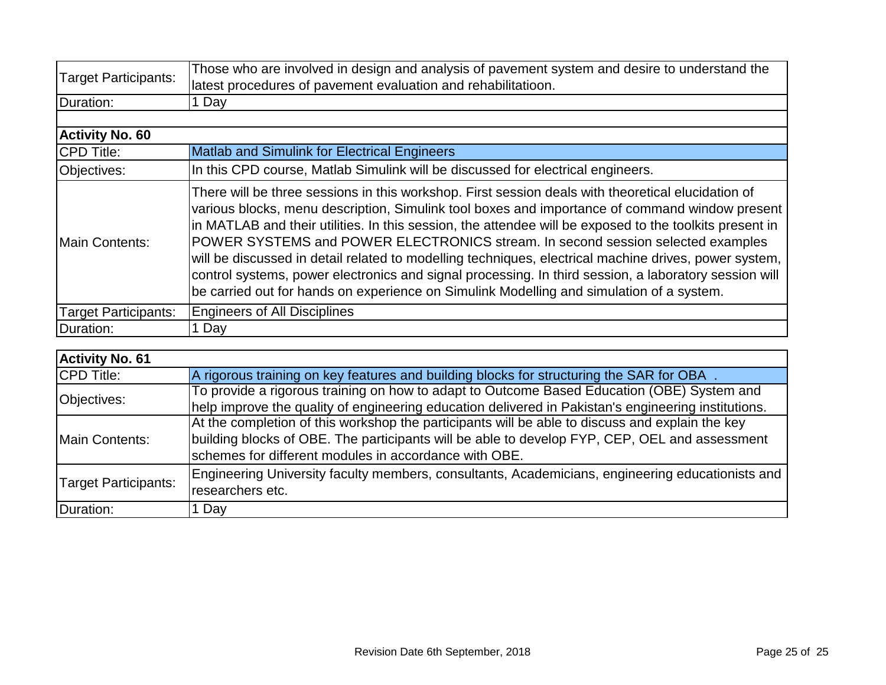| | |
|---|---|
| Target Participants: | Those who are involved in design and analysis of pavement system and desire to understand the latest procedures of pavement evaluation and rehabilitatioon. |
| Duration: | 1 Day |

| **Activity No. 60** | |
|---|---|
| CPD Title: | Matlab and Simulink for Electrical Engineers |
| Objectives: | In this CPD course, Matlab Simulink will be discussed for electrical engineers. |
| Main Contents: | There will be three sessions in this workshop. First session deals with theoretical elucidation of various blocks, menu description, Simulink tool boxes and importance of command window present in MATLAB and their utilities. In this session, the attendee will be exposed to the toolkits present in POWER SYSTEMS and POWER ELECTRONICS stream. In second session selected examples will be discussed in detail related to modelling techniques, electrical machine drives, power system, control systems, power electronics and signal processing. In third session, a laboratory session will be carried out for hands on experience on Simulink Modelling and simulation of a system. |
| Target Participants: | Engineers of All Disciplines |
| Duration: | 1 Day |

| **Activity No. 61** | |
|---|---|
| CPD Title: | A rigorous training on key features and building blocks for structuring the SAR for OBA . |
| Objectives: | To provide a rigorous training on how to adapt to Outcome Based Education (OBE) System and help improve the quality of engineering education delivered in Pakistan's engineering institutions. |
| Main Contents: | At the completion of this workshop the participants will be able to discuss and explain the key building blocks of OBE. The participants will be able to develop FYP, CEP, OEL and assessment schemes for different modules in accordance with OBE. |
| Target Participants: | Engineering University faculty members, consultants, Academicians, engineering educationists and researchers etc. |
| Duration: | 1 Day |

Revision Date 6th September, 2018